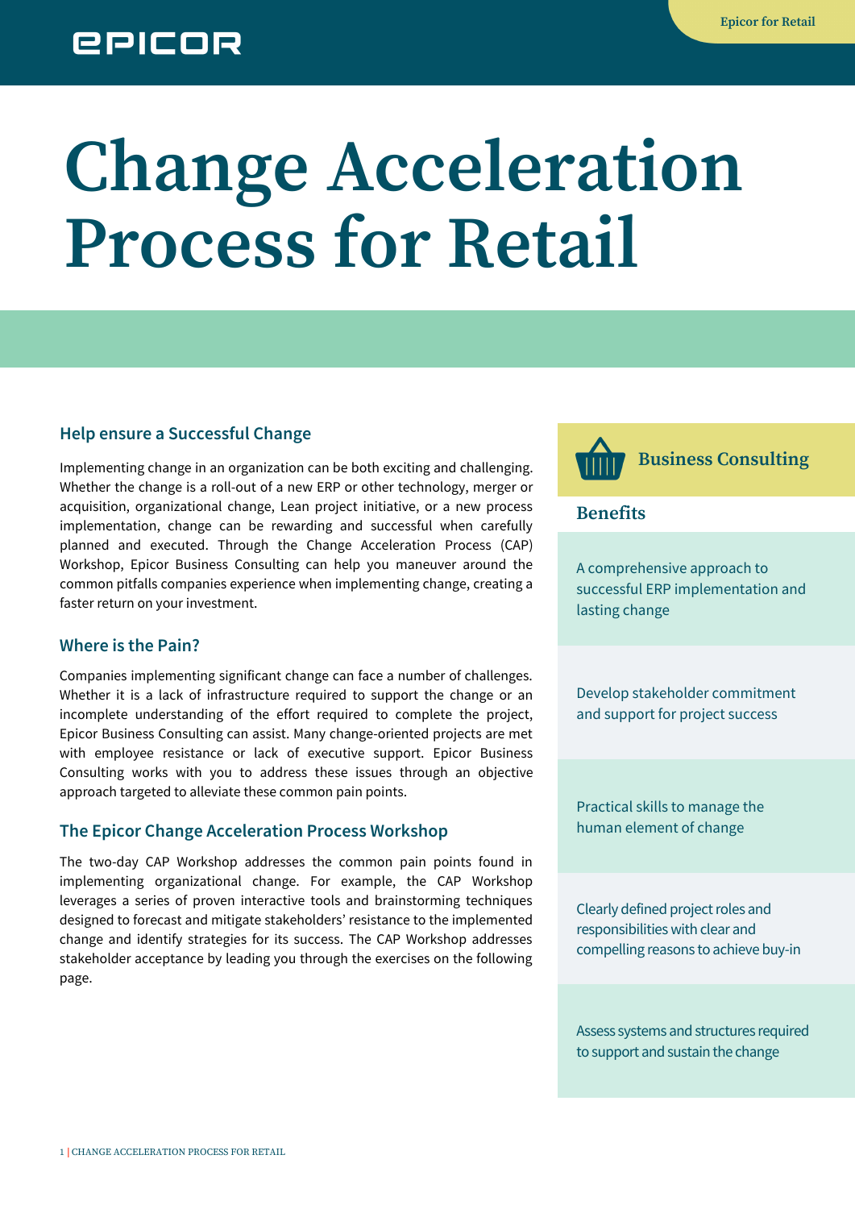# Change Acceleration Process for Retail

## Help ensure a Successful Change

Implementing change in an organization can be both exciting and challenging. Whether the change is a roll-out of a new ERP or other technology, merger or acquisition, organizational change, Lean project initiative, or a new process implementation, change can be rewarding and successful when carefully planned and executed. Through the Change Acceleration Process (CAP) Workshop, Epicor Business Consulting can help you maneuver around the common pitfalls companies experience when implementing change, creating a faster return on your investment.

## Where is the Pain?

Companies implementing significant change can face a number of challenges. Whether it is a lack of infrastructure required to support the change or an incomplete understanding of the effort required to complete the project, Epicor Business Consulting can assist. Many change-oriented projects are met with employee resistance or lack of executive support. Epicor Business Consulting works with you to address these issues through an objective approach targeted to alleviate these common pain points.

## The Epicor Change Acceleration Process Workshop

The two-day CAP Workshop addresses the common pain points found in implementing organizational change. For example, the CAP Workshop leverages a series of proven interactive tools and brainstorming techniques designed to forecast and mitigate stakeholders' resistance to the implemented change and identify strategies for its success. The CAP Workshop addresses stakeholder acceptance by leading you through the exercises on the following page.

## Business Consulting

### Benefits

- A comprehensive approach to successful ERP implementation and lasting change
- Develop stakeholder commitment and support for project success
- Practical skills to manage the human element of change
- Clearly defined project roles and responsibilities with clear and compelling reasons to achieve buy-in
- Assess systems and structures required to support and sustain the change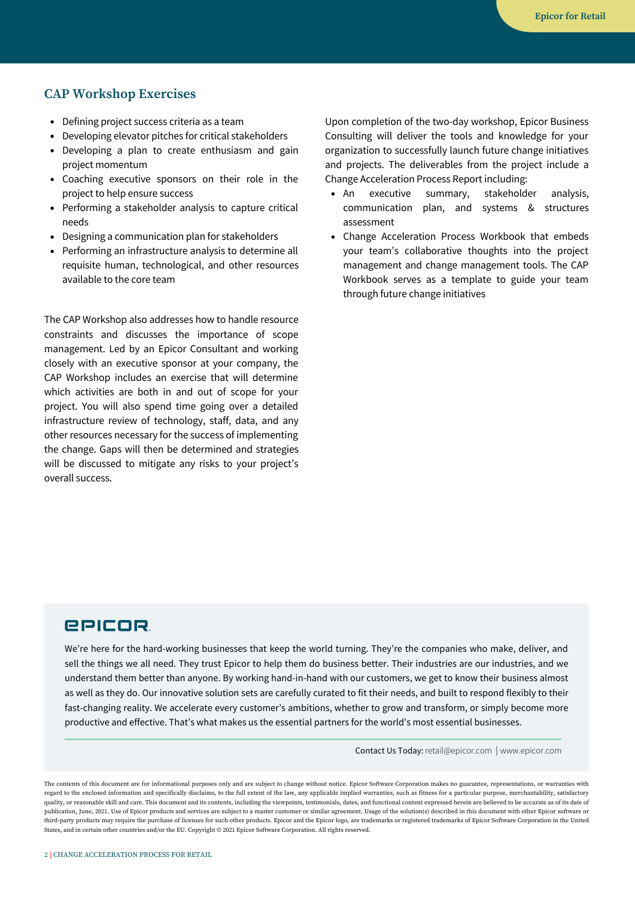## CAP Workshop Exercises

- Defining project success criteria as a team
- Developing elevator pitches for critical stakeholders
- Developing a plan to create enthusiasm and gain project momentum
- Coaching executive sponsors on their role in the project to help ensure success
- Performing a stakeholder analysis to capture critical needs
- Designing a communication plan for stakeholders
- Performing an infrastructure analysis to determine all requisite human, technological, and other resources available to the core team

The CAP Workshop also addresses how to handle resource constraints and discusses the importance of scope management. Led by an Epicor Consultant and working closely with an executive sponsor at your company, the CAP Workshop includes an exercise that will determine which activities are both in and out of scope for your project. You will also spend time going over a detailed infrastructure review of technology, staff, data, and any other resources necessary for the success of implementing the change. Gaps will then be determined and strategies will be discussed to mitigate any risks to your project's overall success.

Upon completion of the two-day workshop, Epicor Business Consulting will deliver the tools and knowledge for your organization to successfully launch future change initiatives and projects. The deliverables from the project include a Change Acceleration Process Report including:

- An executive summary, stakeholder analysis, communication plan, and systems & structures assessment
- Change Acceleration Process Workbook that embeds your team's collaborative thoughts into the project management and change management tools. The CAP Workbook serves as a template to guide your team through future change initiatives

**EPICOR**

We're here for the hard-working businesses that keep the world turning. They're the companies who make, deliver, and sell the things we all need. They trust Epicor to help them do business better. Their industries are our industries, and we understand them better than anyone. By working hand-in-hand with our customers, we get to know their business almost as well as they do. Our innovative solution sets are carefully curated to fit their needs, and built to respond flexibly to their fast-changing reality. We accelerate every customer's ambitions, whether to grow and transform, or simply become more productive and effective. That's what makes us the essential partners for the world's most essential businesses.

Contact Us Today: retail@epicor.com | www.epicor.com

The contents of this document are for informational purposes only and are subject to change without notice. Epicor Software Corporation makes no guarantee, representations, or warranties with regard to the enclosed information and specifically disclaims, to the full extent of the law, any applicable implied warranties, such as fitness for a particular purpose, merchantability, satisfactory quality, or reasonable skill and care. This document and its contents, including the viewpoints, testimonials, dates, and functional content expressed herein are believed to be accurate as of its date of publication, June, 2021. Use of Epicor products and services are subject to a master customer or similar agreement. Usage of the solution(s) described in this document with other Epicor software or third-party products may require the purchase of licenses for such other products. Epicor and the Epicor logo, are trademarks or registered trademarks of Epicor Software Corporation in the United States, and in certain other countries and/or the EU. Copyright © 2021 Epicor Software Corporation. All rights reserved.